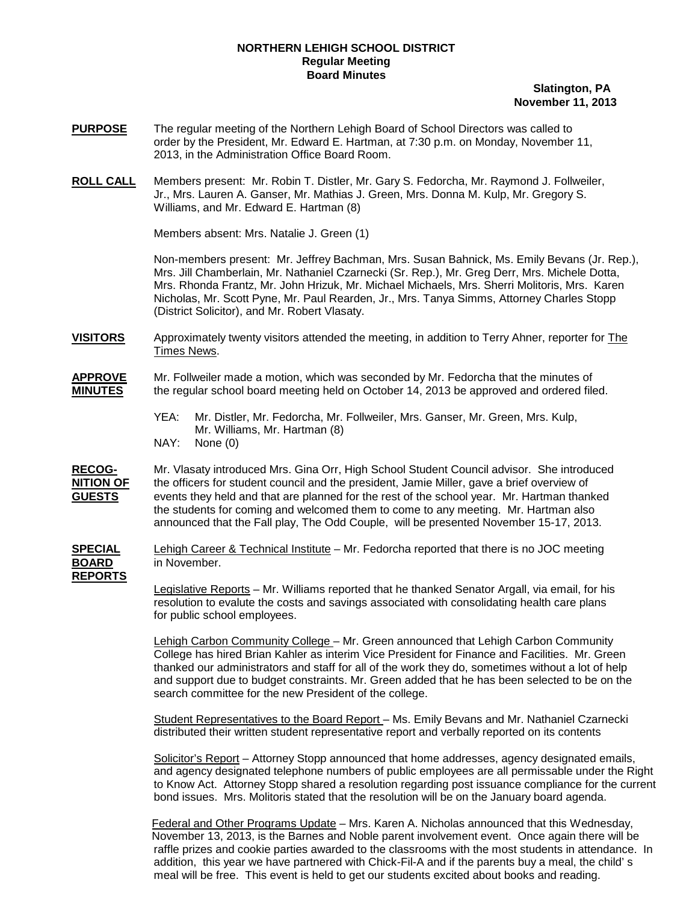**NORTHERN LEHIGH SCHOOL DISTRICT**
**Regular Meeting**
**Board Minutes**

**Slatington, PA**
**November 11, 2013**

**PURPOSE** The regular meeting of the Northern Lehigh Board of School Directors was called to order by the President, Mr. Edward E. Hartman, at 7:30 p.m. on Monday, November 11, 2013, in the Administration Office Board Room.

**ROLL CALL** Members present: Mr. Robin T. Distler, Mr. Gary S. Fedorcha, Mr. Raymond J. Follweiler, Jr., Mrs. Lauren A. Ganser, Mr. Mathias J. Green, Mrs. Donna M. Kulp, Mr. Gregory S. Williams, and Mr. Edward E. Hartman (8)

Members absent: Mrs. Natalie J. Green (1)

Non-members present: Mr. Jeffrey Bachman, Mrs. Susan Bahnick, Ms. Emily Bevans (Jr. Rep.), Mrs. Jill Chamberlain, Mr. Nathaniel Czarnecki (Sr. Rep.), Mr. Greg Derr, Mrs. Michele Dotta, Mrs. Rhonda Frantz, Mr. John Hrizuk, Mr. Michael Michaels, Mrs. Sherri Molitoris, Mrs. Karen Nicholas, Mr. Scott Pyne, Mr. Paul Rearden, Jr., Mrs. Tanya Simms, Attorney Charles Stopp (District Solicitor), and Mr. Robert Vlasaty.

**VISITORS** Approximately twenty visitors attended the meeting, in addition to Terry Ahner, reporter for The Times News.

**APPROVE MINUTES** Mr. Follweiler made a motion, which was seconded by Mr. Fedorcha that the minutes of the regular school board meeting held on October 14, 2013 be approved and ordered filed.

YEA: Mr. Distler, Mr. Fedorcha, Mr. Follweiler, Mrs. Ganser, Mr. Green, Mrs. Kulp, Mr. Williams, Mr. Hartman (8)
NAY: None (0)

**RECOGNITION OF GUESTS** Mr. Vlasaty introduced Mrs. Gina Orr, High School Student Council advisor. She introduced the officers for student council and the president, Jamie Miller, gave a brief overview of events they held and that are planned for the rest of the school year. Mr. Hartman thanked the students for coming and welcomed them to come to any meeting. Mr. Hartman also announced that the Fall play, The Odd Couple, will be presented November 15-17, 2013.

**SPECIAL BOARD REPORTS** Lehigh Career & Technical Institute – Mr. Fedorcha reported that there is no JOC meeting in November.

Legislative Reports – Mr. Williams reported that he thanked Senator Argall, via email, for his resolution to evalute the costs and savings associated with consolidating health care plans for public school employees.

Lehigh Carbon Community College – Mr. Green announced that Lehigh Carbon Community College has hired Brian Kahler as interim Vice President for Finance and Facilities. Mr. Green thanked our administrators and staff for all of the work they do, sometimes without a lot of help and support due to budget constraints. Mr. Green added that he has been selected to be on the search committee for the new President of the college.

Student Representatives to the Board Report – Ms. Emily Bevans and Mr. Nathaniel Czarnecki distributed their written student representative report and verbally reported on its contents

Solicitor's Report – Attorney Stopp announced that home addresses, agency designated emails, and agency designated telephone numbers of public employees are all permissable under the Right to Know Act. Attorney Stopp shared a resolution regarding post issuance compliance for the current bond issues. Mrs. Molitoris stated that the resolution will be on the January board agenda.

Federal and Other Programs Update – Mrs. Karen A. Nicholas announced that this Wednesday, November 13, 2013, is the Barnes and Noble parent involvement event. Once again there will be raffle prizes and cookie parties awarded to the classrooms with the most students in attendance. In addition, this year we have partnered with Chick-Fil-A and if the parents buy a meal, the child' s meal will be free. This event is held to get our students excited about books and reading.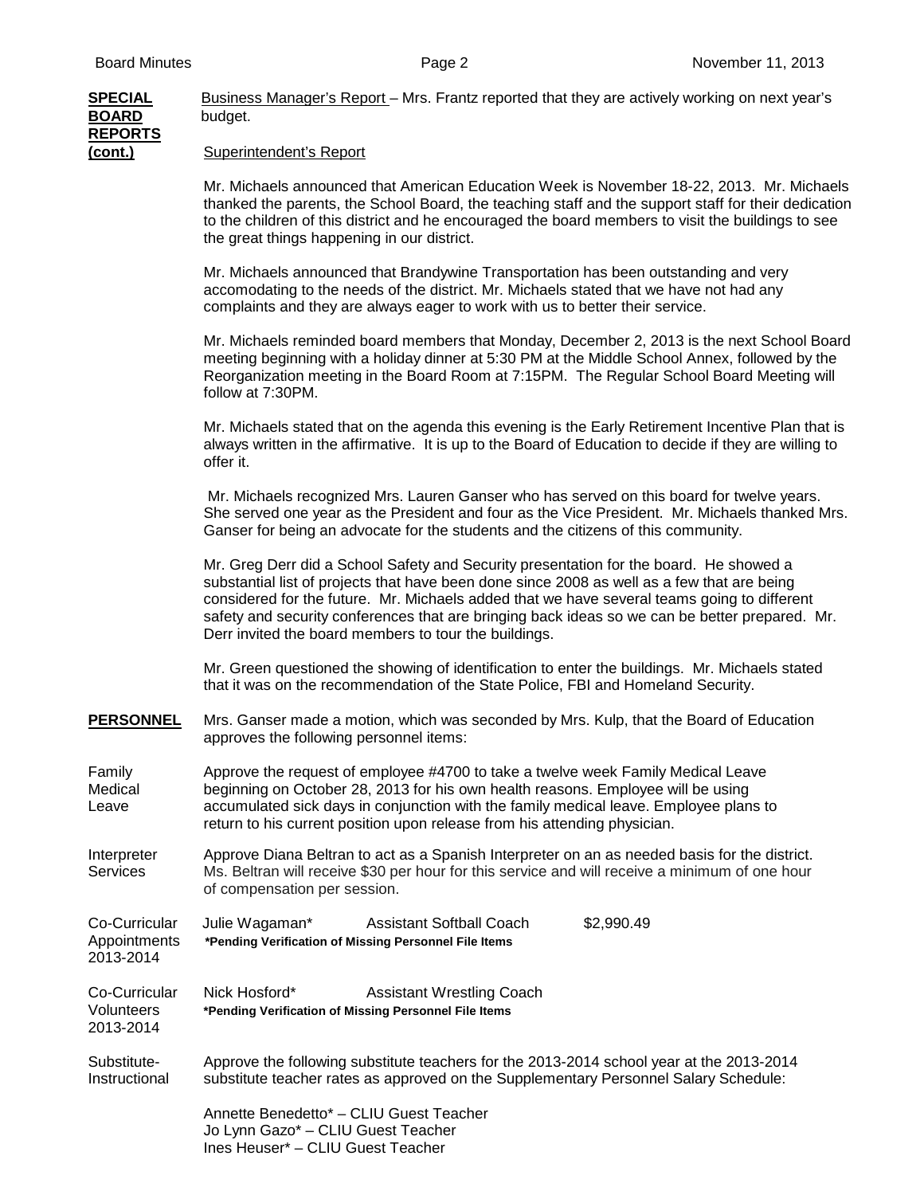**SPECIAL BOARD REPORTS (cont.)**

Business Manager's Report – Mrs. Frantz reported that they are actively working on next year's budget.

Superintendent's Report

Mr. Michaels announced that American Education Week is November 18-22, 2013. Mr. Michaels thanked the parents, the School Board, the teaching staff and the support staff for their dedication to the children of this district and he encouraged the board members to visit the buildings to see the great things happening in our district.

Mr. Michaels announced that Brandywine Transportation has been outstanding and very accomodating to the needs of the district. Mr. Michaels stated that we have not had any complaints and they are always eager to work with us to better their service.

Mr. Michaels reminded board members that Monday, December 2, 2013 is the next School Board meeting beginning with a holiday dinner at 5:30 PM at the Middle School Annex, followed by the Reorganization meeting in the Board Room at 7:15PM. The Regular School Board Meeting will follow at 7:30PM.

Mr. Michaels stated that on the agenda this evening is the Early Retirement Incentive Plan that is always written in the affirmative. It is up to the Board of Education to decide if they are willing to offer it.

Mr. Michaels recognized Mrs. Lauren Ganser who has served on this board for twelve years. She served one year as the President and four as the Vice President. Mr. Michaels thanked Mrs. Ganser for being an advocate for the students and the citizens of this community.

Mr. Greg Derr did a School Safety and Security presentation for the board. He showed a substantial list of projects that have been done since 2008 as well as a few that are being considered for the future. Mr. Michaels added that we have several teams going to different safety and security conferences that are bringing back ideas so we can be better prepared. Mr. Derr invited the board members to tour the buildings.

Mr. Green questioned the showing of identification to enter the buildings. Mr. Michaels stated that it was on the recommendation of the State Police, FBI and Homeland Security.

**PERSONNEL**

Mrs. Ganser made a motion, which was seconded by Mrs. Kulp, that the Board of Education approves the following personnel items:

Family Medical Leave

Approve the request of employee #4700 to take a twelve week Family Medical Leave beginning on October 28, 2013 for his own health reasons. Employee will be using accumulated sick days in conjunction with the family medical leave. Employee plans to return to his current position upon release from his attending physician.

Interpreter Services

Approve Diana Beltran to act as a Spanish Interpreter on an as needed basis for the district. Ms. Beltran will receive $30 per hour for this service and will receive a minimum of one hour of compensation per session.

Co-Curricular Appointments 2013-2014

Julie Wagaman* — Assistant Softball Coach — $2,990.49

**\*Pending Verification of Missing Personnel File Items**

Co-Curricular Volunteers 2013-2014

Nick Hosford* — Assistant Wrestling Coach

**\*Pending Verification of Missing Personnel File Items**

Substitute-Instructional

Approve the following substitute teachers for the 2013-2014 school year at the 2013-2014 substitute teacher rates as approved on the Supplementary Personnel Salary Schedule:

Annette Benedetto* – CLIU Guest Teacher
Jo Lynn Gazo* – CLIU Guest Teacher
Ines Heuser* – CLIU Guest Teacher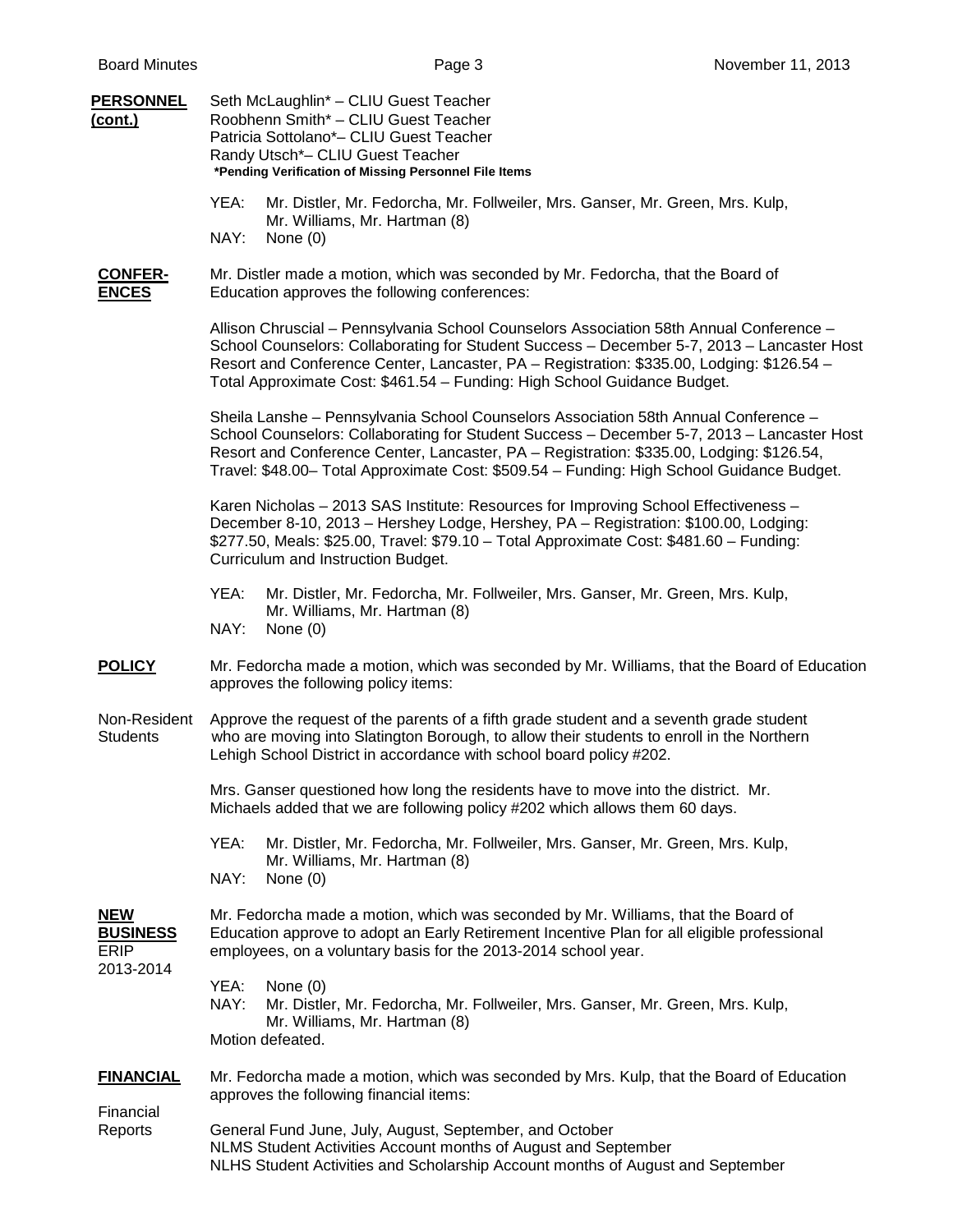**PERSONNEL (cont.)**

Seth McLaughlin* – CLIU Guest Teacher
Roobhenn Smith* – CLIU Guest Teacher
Patricia Sottolano*– CLIU Guest Teacher
Randy Utsch*– CLIU Guest Teacher
***Pending Verification of Missing Personnel File Items**

YEA: Mr. Distler, Mr. Fedorcha, Mr. Follweiler, Mrs. Ganser, Mr. Green, Mrs. Kulp, Mr. Williams, Mr. Hartman (8)
NAY: None (0)

**CONFERENCES**

Mr. Distler made a motion, which was seconded by Mr. Fedorcha, that the Board of Education approves the following conferences:

Allison Chruscial – Pennsylvania School Counselors Association 58th Annual Conference – School Counselors: Collaborating for Student Success – December 5-7, 2013 – Lancaster Host Resort and Conference Center, Lancaster, PA – Registration: $335.00, Lodging: $126.54 – Total Approximate Cost: $461.54 – Funding: High School Guidance Budget.

Sheila Lanshe – Pennsylvania School Counselors Association 58th Annual Conference – School Counselors: Collaborating for Student Success – December 5-7, 2013 – Lancaster Host Resort and Conference Center, Lancaster, PA – Registration: $335.00, Lodging: $126.54, Travel: $48.00– Total Approximate Cost: $509.54 – Funding: High School Guidance Budget.

Karen Nicholas – 2013 SAS Institute: Resources for Improving School Effectiveness – December 8-10, 2013 – Hershey Lodge, Hershey, PA – Registration: $100.00, Lodging: $277.50, Meals: $25.00, Travel: $79.10 – Total Approximate Cost: $481.60 – Funding: Curriculum and Instruction Budget.

YEA: Mr. Distler, Mr. Fedorcha, Mr. Follweiler, Mrs. Ganser, Mr. Green, Mrs. Kulp, Mr. Williams, Mr. Hartman (8)
NAY: None (0)

**POLICY**

Mr. Fedorcha made a motion, which was seconded by Mr. Williams, that the Board of Education approves the following policy items:

Non-Resident Students

Approve the request of the parents of a fifth grade student and a seventh grade student who are moving into Slatington Borough, to allow their students to enroll in the Northern Lehigh School District in accordance with school board policy #202.

Mrs. Ganser questioned how long the residents have to move into the district. Mr. Michaels added that we are following policy #202 which allows them 60 days.

YEA: Mr. Distler, Mr. Fedorcha, Mr. Follweiler, Mrs. Ganser, Mr. Green, Mrs. Kulp, Mr. Williams, Mr. Hartman (8)
NAY: None (0)

**NEW BUSINESS**

ERIP 2013-2014

Mr. Fedorcha made a motion, which was seconded by Mr. Williams, that the Board of Education approve to adopt an Early Retirement Incentive Plan for all eligible professional employees, on a voluntary basis for the 2013-2014 school year.

YEA: None (0)
NAY: Mr. Distler, Mr. Fedorcha, Mr. Follweiler, Mrs. Ganser, Mr. Green, Mrs. Kulp, Mr. Williams, Mr. Hartman (8)
Motion defeated.

**FINANCIAL**

Mr. Fedorcha made a motion, which was seconded by Mrs. Kulp, that the Board of Education approves the following financial items:

Financial Reports

General Fund June, July, August, September, and October
NLMS Student Activities Account months of August and September
NLHS Student Activities and Scholarship Account months of August and September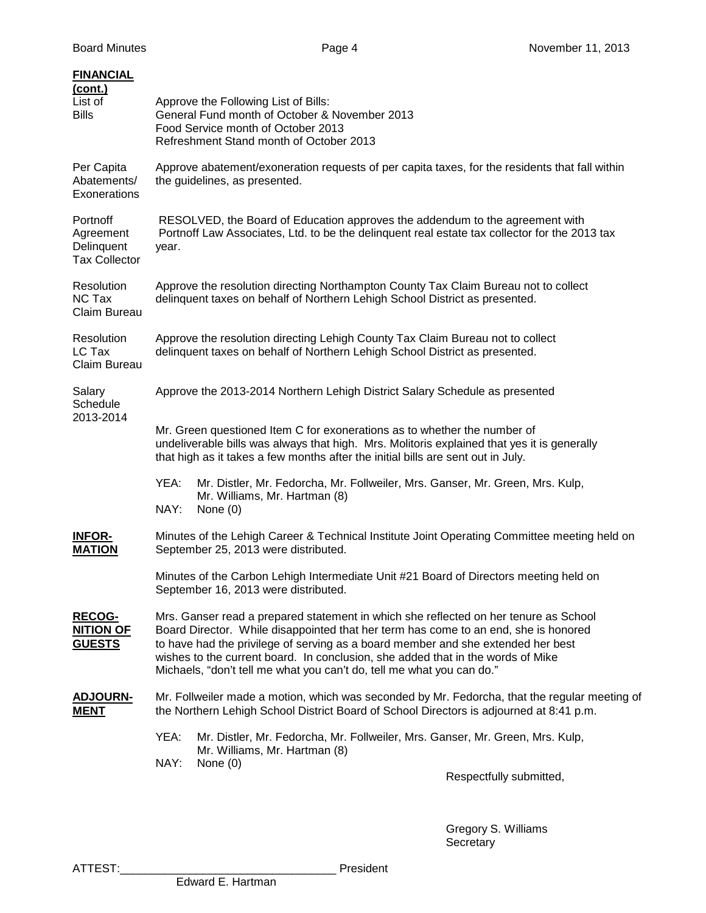**FINANCIAL (cont.)**

List of Bills

Approve the Following List of Bills:
General Fund month of October & November 2013
Food Service month of October 2013
Refreshment Stand month of October 2013

Per Capita Abatements/ Exonerations

Approve abatement/exoneration requests of per capita taxes, for the residents that fall within the guidelines, as presented.

Portnoff Agreement Delinquent Tax Collector

RESOLVED, the Board of Education approves the addendum to the agreement with Portnoff Law Associates, Ltd. to be the delinquent real estate tax collector for the 2013 tax year.

Resolution NC Tax Claim Bureau

Approve the resolution directing Northampton County Tax Claim Bureau not to collect delinquent taxes on behalf of Northern Lehigh School District as presented.

Resolution LC Tax Claim Bureau

Approve the resolution directing Lehigh County Tax Claim Bureau not to collect delinquent taxes on behalf of Northern Lehigh School District as presented.

Salary Schedule 2013-2014

Approve the 2013-2014 Northern Lehigh District Salary Schedule as presented

Mr. Green questioned Item C for exonerations as to whether the number of undeliverable bills was always that high. Mrs. Molitoris explained that yes it is generally that high as it takes a few months after the initial bills are sent out in July.

YEA: Mr. Distler, Mr. Fedorcha, Mr. Follweiler, Mrs. Ganser, Mr. Green, Mrs. Kulp, Mr. Williams, Mr. Hartman (8)
NAY: None (0)

**INFORMATION**

Minutes of the Lehigh Career & Technical Institute Joint Operating Committee meeting held on September 25, 2013 were distributed.

Minutes of the Carbon Lehigh Intermediate Unit #21 Board of Directors meeting held on September 16, 2013 were distributed.

**RECOGNITION OF GUESTS**

Mrs. Ganser read a prepared statement in which she reflected on her tenure as School Board Director. While disappointed that her term has come to an end, she is honored to have had the privilege of serving as a board member and she extended her best wishes to the current board. In conclusion, she added that in the words of Mike Michaels, "don't tell me what you can't do, tell me what you can do."

**ADJOURNMENT**

Mr. Follweiler made a motion, which was seconded by Mr. Fedorcha, that the regular meeting of the Northern Lehigh School District Board of School Directors is adjourned at 8:41 p.m.

YEA: Mr. Distler, Mr. Fedorcha, Mr. Follweiler, Mrs. Ganser, Mr. Green, Mrs. Kulp, Mr. Williams, Mr. Hartman (8)
NAY: None (0)

Respectfully submitted,

Gregory S. Williams
Secretary

ATTEST:_________________________________ President
Edward E. Hartman